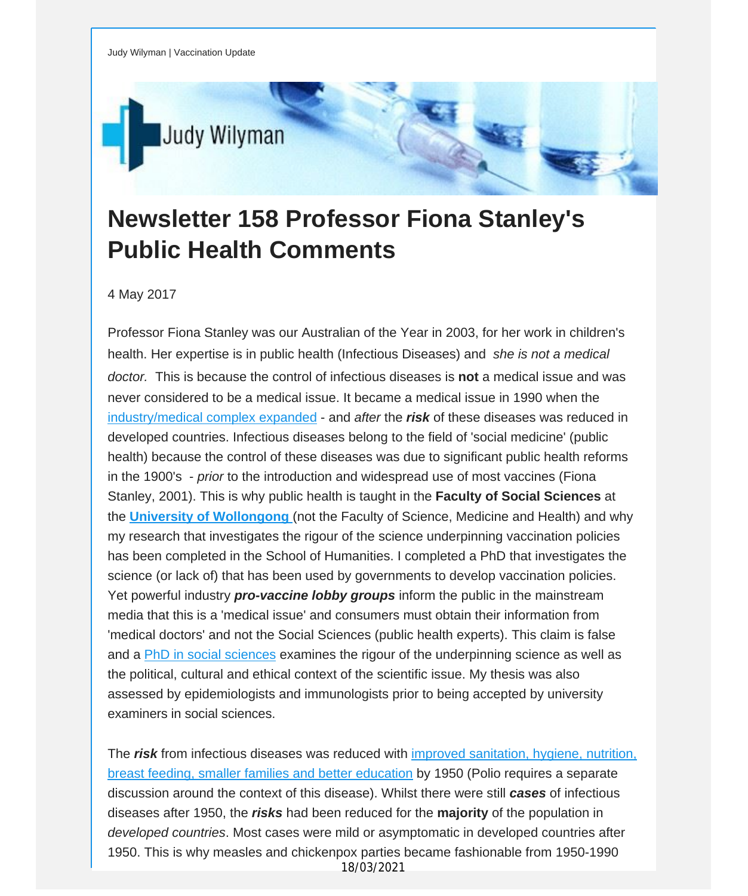Judy Wilyman | Vaccination Update

# Newsletter 158 Professor Fiona Stanley's Public Health Comments

4 May 2017

Professor Fiona Stanley was our Australian of the Year in 2003, for her work in children's health. Her expertise is in public health (Infectious Diseases) and *she is not a medical doctor.* This is because the control of infectious diseases is **not** a medical issue and was never considered to be a medical issue. It became a medical issue in 1990 when the industry/medical complex expanded - and *after* the ***risk*** of these diseases was reduced in developed countries. Infectious diseases belong to the field of 'social medicine' (public health) because the control of these diseases was due to significant public health reforms in the 1900's - *prior* to the introduction and widespread use of most vaccines (Fiona Stanley, 2001). This is why public health is taught in the **Faculty of Social Sciences** at the **University of Wollongong** (not the Faculty of Science, Medicine and Health) and why my research that investigates the rigour of the science underpinning vaccination policies has been completed in the School of Humanities. I completed a PhD that investigates the science (or lack of) that has been used by governments to develop vaccination policies. Yet powerful industry ***pro-vaccine lobby groups*** inform the public in the mainstream media that this is a 'medical issue' and consumers must obtain their information from 'medical doctors' and not the Social Sciences (public health experts). This claim is false and a PhD in social sciences examines the rigour of the underpinning science as well as the political, cultural and ethical context of the scientific issue. My thesis was also assessed by epidemiologists and immunologists prior to being accepted by university examiners in social sciences.

The ***risk*** from infectious diseases was reduced with improved sanitation, hygiene, nutrition, breast feeding, smaller families and better education by 1950 (Polio requires a separate discussion around the context of this disease). Whilst there were still ***cases*** of infectious diseases after 1950, the ***risks*** had been reduced for the **majority** of the population in *developed countries*. Most cases were mild or asymptomatic in developed countries after 1950. This is why measles and chickenpox parties became fashionable from 1950-1990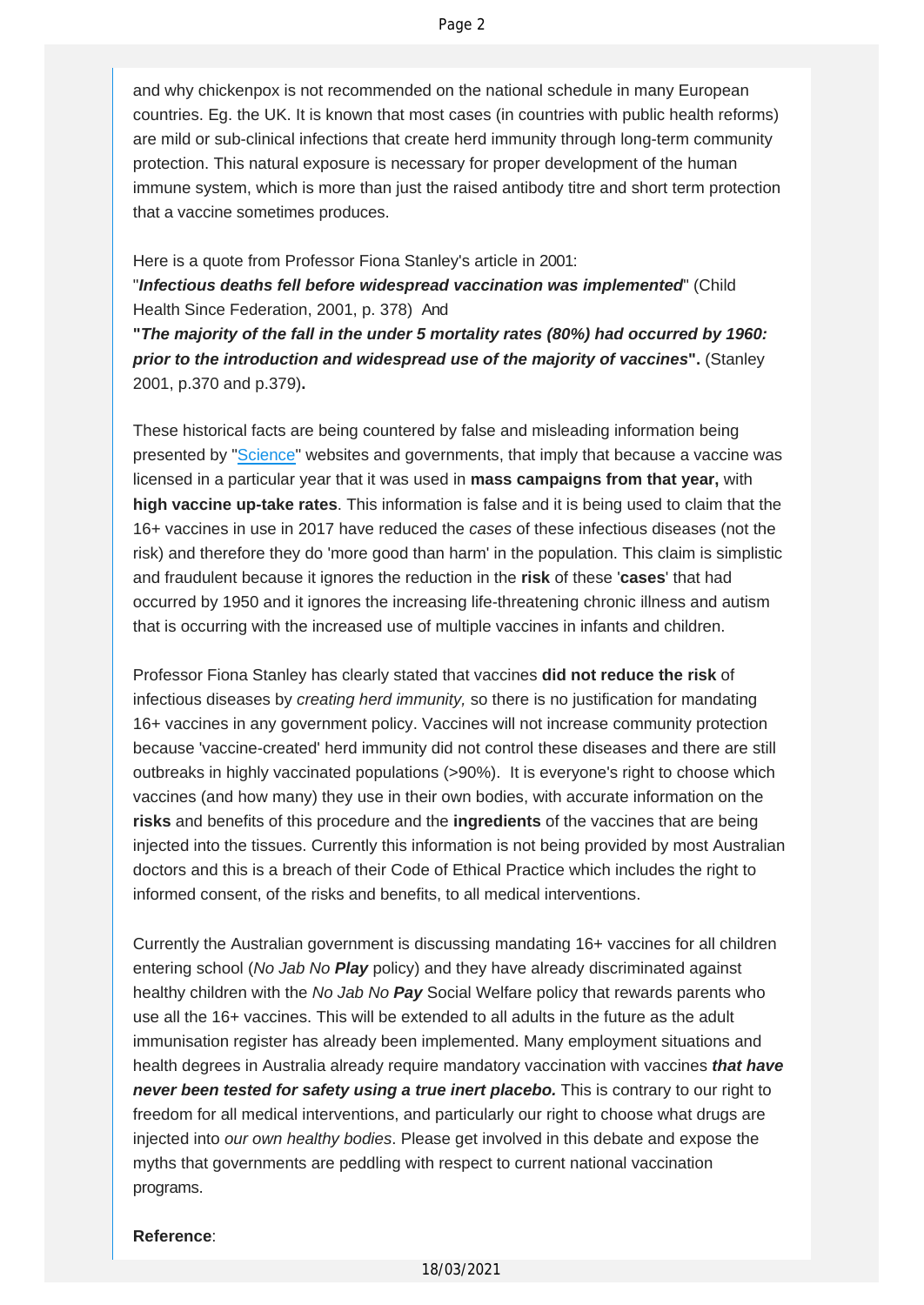and why chickenpox is not recommended on the national schedule in many European countries. Eg. the UK. It is known that most cases (in countries with public health reforms) are mild or sub-clinical infections that create herd immunity through long-term community protection. This natural exposure is necessary for proper development of the human immune system, which is more than just the raised antibody titre and short term protection that a vaccine sometimes produces.

Here is a quote from Professor Fiona Stanley's article in 2001:
"***Infectious deaths fell before widespread vaccination was implemented***" (Child Health Since Federation, 2001, p. 378) And
**"*The majority of the fall in the under 5 mortality rates (80%) had occurred by 1960: prior to the introduction and widespread use of the majority of vaccines*".** (Stanley 2001, p.370 and p.379)**.**

These historical facts are being countered by false and misleading information being presented by "Science" websites and governments, that imply that because a vaccine was licensed in a particular year that it was used in **mass campaigns from that year,** with **high vaccine up-take rates**. This information is false and it is being used to claim that the 16+ vaccines in use in 2017 have reduced the *cases* of these infectious diseases (not the risk) and therefore they do 'more good than harm' in the population. This claim is simplistic and fraudulent because it ignores the reduction in the **risk** of these '**cases**' that had occurred by 1950 and it ignores the increasing life-threatening chronic illness and autism that is occurring with the increased use of multiple vaccines in infants and children.

Professor Fiona Stanley has clearly stated that vaccines **did not reduce the risk** of infectious diseases by *creating herd immunity,* so there is no justification for mandating 16+ vaccines in any government policy. Vaccines will not increase community protection because 'vaccine-created' herd immunity did not control these diseases and there are still outbreaks in highly vaccinated populations (>90%). It is everyone's right to choose which vaccines (and how many) they use in their own bodies, with accurate information on the **risks** and benefits of this procedure and the **ingredients** of the vaccines that are being injected into the tissues. Currently this information is not being provided by most Australian doctors and this is a breach of their Code of Ethical Practice which includes the right to informed consent, of the risks and benefits, to all medical interventions.

Currently the Australian government is discussing mandating 16+ vaccines for all children entering school (*No Jab No **Play*** policy) and they have already discriminated against healthy children with the *No Jab No **Pay*** Social Welfare policy that rewards parents who use all the 16+ vaccines. This will be extended to all adults in the future as the adult immunisation register has already been implemented. Many employment situations and health degrees in Australia already require mandatory vaccination with vaccines ***that have never been tested for safety using a true inert placebo.*** This is contrary to our right to freedom for all medical interventions, and particularly our right to choose what drugs are injected into *our own healthy bodies*. Please get involved in this debate and expose the myths that governments are peddling with respect to current national vaccination programs.

**Reference**: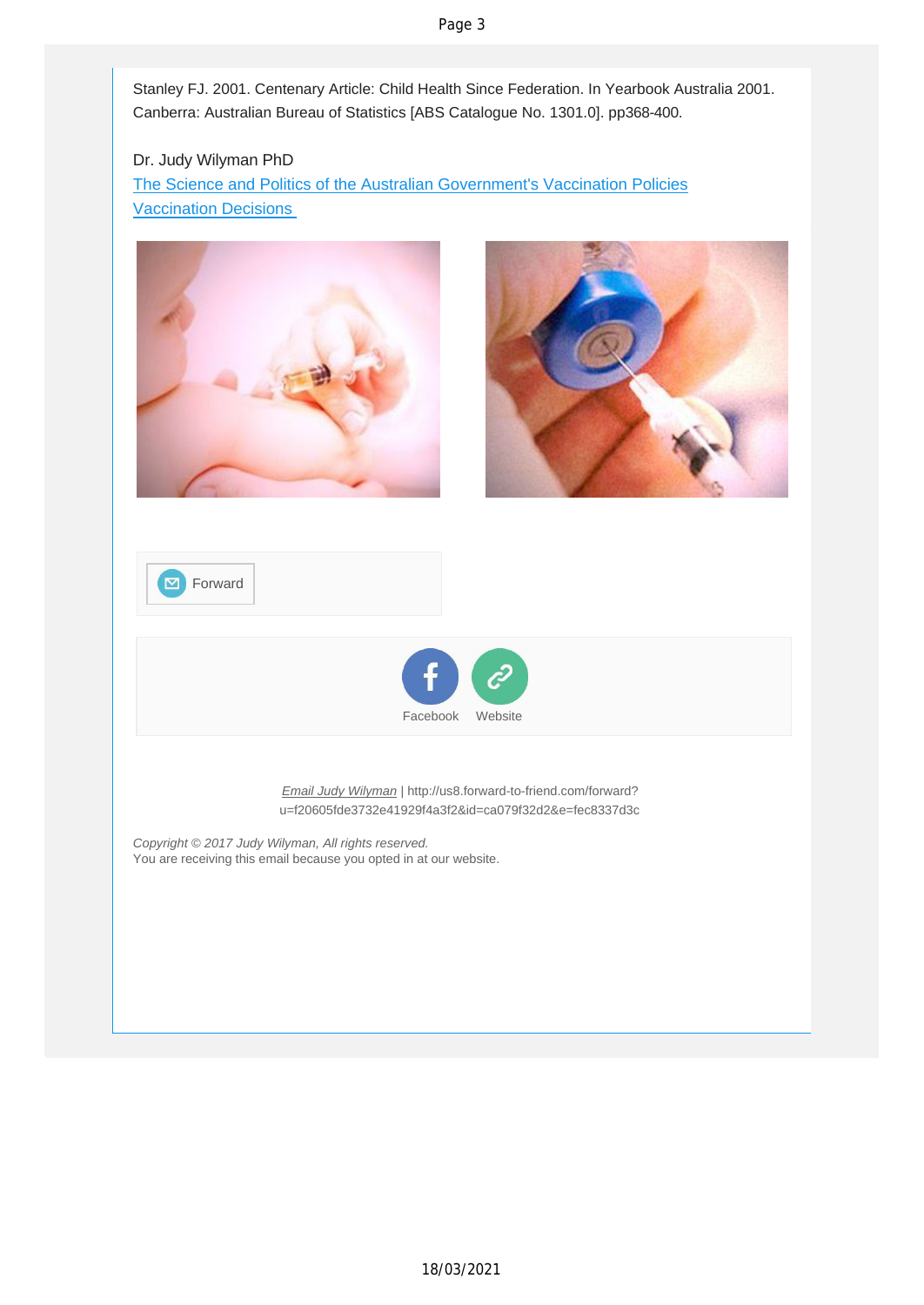Stanley FJ. 2001. Centenary Article: Child Health Since Federation. In Yearbook Australia 2001. Canberra: Australian Bureau of Statistics [ABS Catalogue No. 1301.0]. pp368-400.

Dr. Judy Wilyman PhD

[The Science and Politics of the Australian Government's Vaccination Policies](#)

[Vaccination Decisions](#)

Forward

Facebook Website

*Email Judy Wilyman* | http://us8.forward-to-friend.com/forward?u=f20605fde3732e41929f4a3f2&id=ca079f32d2&e=fec8337d3c

*Copyright © 2017 Judy Wilyman, All rights reserved.*

You are receiving this email because you opted in at our website.